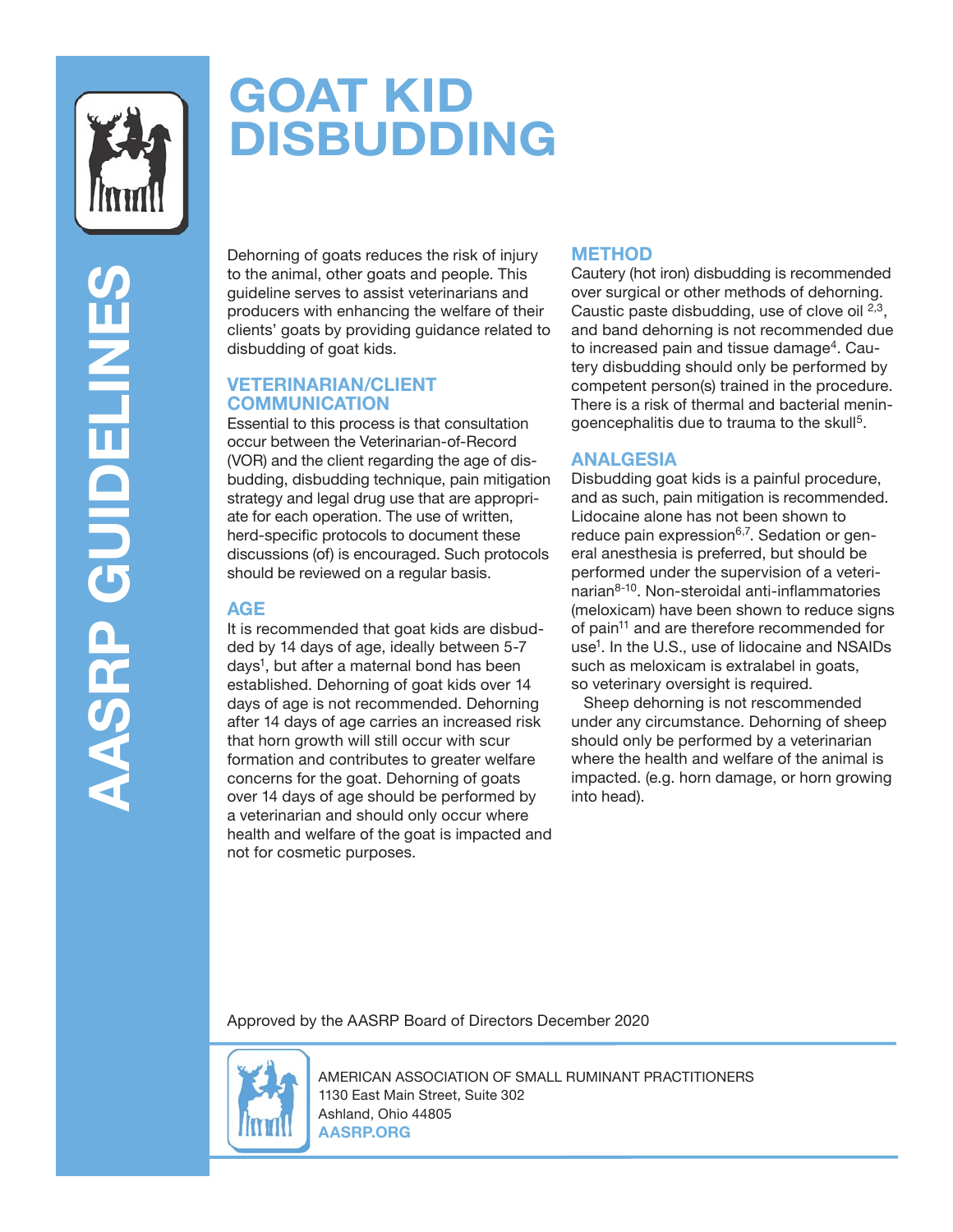# GOAT KID DISBUDDING

AASRP GUIDELINES

Dehorning of goats reduces the risk of injury to the animal, other goats and people. This guideline serves to assist veterinarians and producers with enhancing the welfare of their clients' goats by providing guidance related to disbudding of goat kids.

## VETERINARIAN/CLIENT COMMUNICATION

Essential to this process is that consultation occur between the Veterinarian-of-Record (VOR) and the client regarding the age of disbudding, disbudding technique, pain mitigation strategy and legal drug use that are appropriate for each operation. The use of written, herd-specific protocols to document these discussions (of) is encouraged. Such protocols should be reviewed on a regular basis.

## AGE

It is recommended that goat kids are disbudded by 14 days of age, ideally between 5-7 days[1], but after a maternal bond has been established. Dehorning of goat kids over 14 days of age is not recommended. Dehorning after 14 days of age carries an increased risk that horn growth will still occur with scur formation and contributes to greater welfare concerns for the goat. Dehorning of goats over 14 days of age should be performed by a veterinarian and should only occur where health and welfare of the goat is impacted and not for cosmetic purposes.

## METHOD

Cautery (hot iron) disbudding is recommended over surgical or other methods of dehorning. Caustic paste disbudding, use of clove oil [2,3], and band dehorning is not recommended due to increased pain and tissue damage[4]. Cautery disbudding should only be performed by competent person(s) trained in the procedure. There is a risk of thermal and bacterial meningoencephalitis due to trauma to the skull[5].

## ANALGESIA

Disbudding goat kids is a painful procedure, and as such, pain mitigation is recommended. Lidocaine alone has not been shown to reduce pain expression[6,7]. Sedation or general anesthesia is preferred, but should be performed under the supervision of a veterinarian[8-10]. Non-steroidal anti-inflammatories (meloxicam) have been shown to reduce signs of pain[11] and are therefore recommended for use[1]. In the U.S., use of lidocaine and NSAIDs such as meloxicam is extralabel in goats, so veterinary oversight is required.

Sheep dehorning is not rescommended under any circumstance. Dehorning of sheep should only be performed by a veterinarian where the health and welfare of the animal is impacted. (e.g. horn damage, or horn growing into head).

Approved by the AASRP Board of Directors December 2020

AMERICAN ASSOCIATION OF SMALL RUMINANT PRACTITIONERS
1130 East Main Street, Suite 302
Ashland, Ohio 44805
AASRP.ORG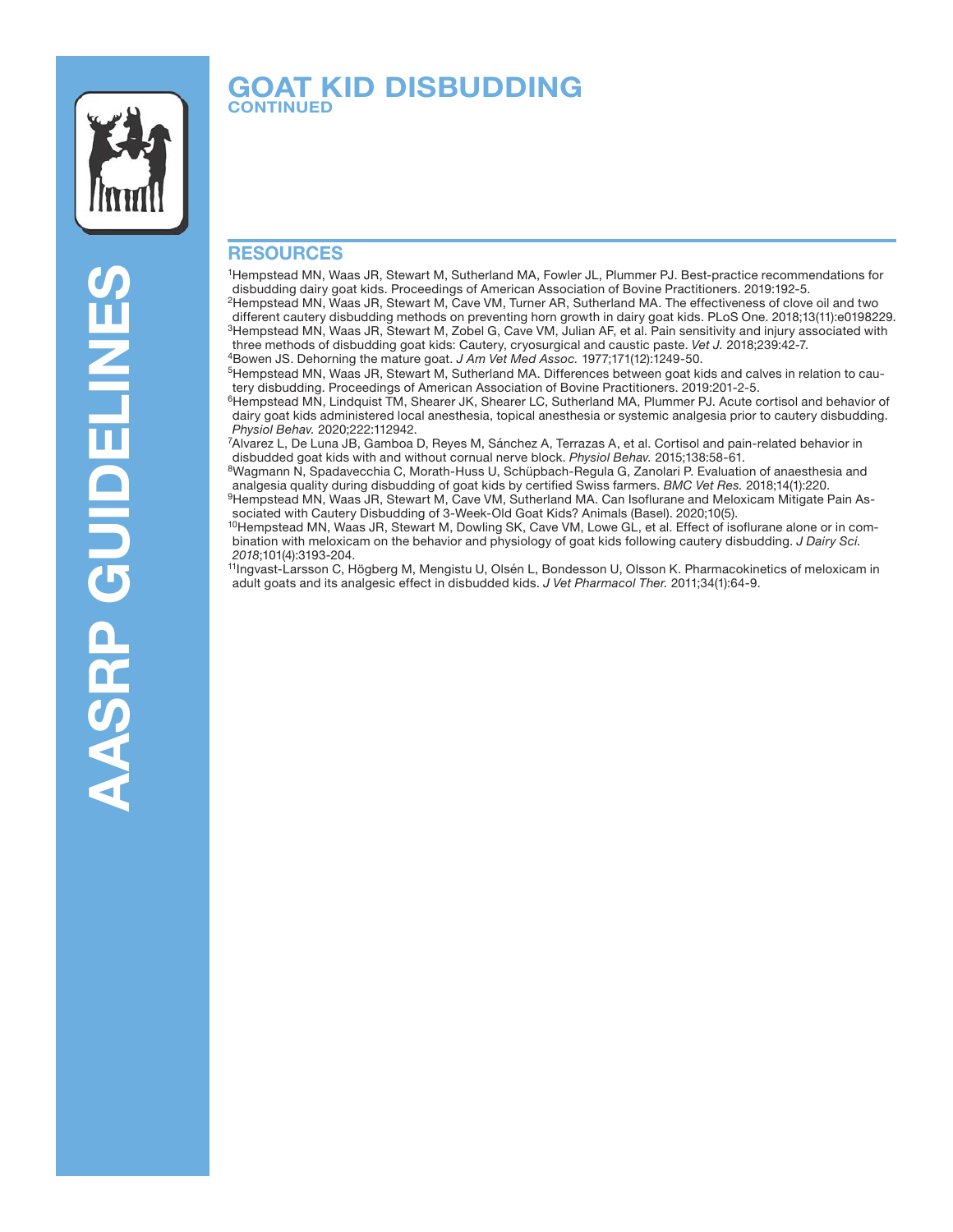# GOAT KID DISBUDDING
## CONTINUED

## RESOURCES

[1]Hempstead MN, Waas JR, Stewart M, Sutherland MA, Fowler JL, Plummer PJ. Best-practice recommendations for disbudding dairy goat kids. Proceedings of American Association of Bovine Practitioners. 2019:192-5.

[2]Hempstead MN, Waas JR, Stewart M, Cave VM, Turner AR, Sutherland MA. The effectiveness of clove oil and two different cautery disbudding methods on preventing horn growth in dairy goat kids. PLoS One. 2018;13(11):e0198229.

[3]Hempstead MN, Waas JR, Stewart M, Zobel G, Cave VM, Julian AF, et al. Pain sensitivity and injury associated with three methods of disbudding goat kids: Cautery, cryosurgical and caustic paste. *Vet J.* 2018;239:42-7.

[4]Bowen JS. Dehorning the mature goat. *J Am Vet Med Assoc.* 1977;171(12):1249-50.

[5]Hempstead MN, Waas JR, Stewart M, Sutherland MA. Differences between goat kids and calves in relation to cautery disbudding. Proceedings of American Association of Bovine Practitioners. 2019:201-2-5.

[6]Hempstead MN, Lindquist TM, Shearer JK, Shearer LC, Sutherland MA, Plummer PJ. Acute cortisol and behavior of dairy goat kids administered local anesthesia, topical anesthesia or systemic analgesia prior to cautery disbudding. *Physiol Behav.* 2020;222:112942.

[7]Alvarez L, De Luna JB, Gamboa D, Reyes M, Sánchez A, Terrazas A, et al. Cortisol and pain-related behavior in disbudded goat kids with and without cornual nerve block. *Physiol Behav.* 2015;138:58-61.

[8]Wagmann N, Spadavecchia C, Morath-Huss U, Schüpbach-Regula G, Zanolari P. Evaluation of anaesthesia and analgesia quality during disbudding of goat kids by certified Swiss farmers. *BMC Vet Res.* 2018;14(1):220.

[9]Hempstead MN, Waas JR, Stewart M, Cave VM, Sutherland MA. Can Isoflurane and Meloxicam Mitigate Pain Associated with Cautery Disbudding of 3-Week-Old Goat Kids? Animals (Basel). 2020;10(5).

[10]Hempstead MN, Waas JR, Stewart M, Dowling SK, Cave VM, Lowe GL, et al. Effect of isoflurane alone or in combination with meloxicam on the behavior and physiology of goat kids following cautery disbudding. *J Dairy Sci. 2018*;101(4):3193-204.

[11]Ingvast-Larsson C, Högberg M, Mengistu U, Olsén L, Bondesson U, Olsson K. Pharmacokinetics of meloxicam in adult goats and its analgesic effect in disbudded kids. *J Vet Pharmacol Ther.* 2011;34(1):64-9.